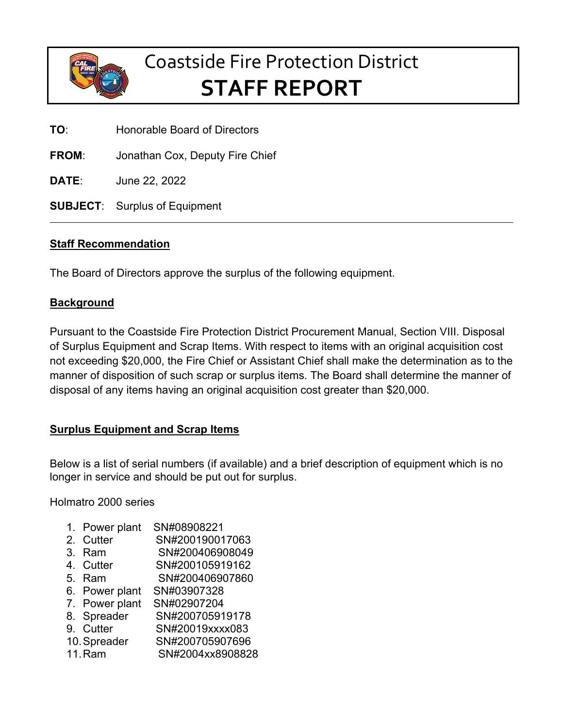# Coastside Fire Protection District

# STAFF REPORT

**TO**: Honorable Board of Directors

**FROM**: Jonathan Cox, Deputy Fire Chief

**DATE**: June 22, 2022

**SUBJECT**: Surplus of Equipment

---

## Staff Recommendation

The Board of Directors approve the surplus of the following equipment.

## Background

Pursuant to the Coastside Fire Protection District Procurement Manual, Section VIII. Disposal of Surplus Equipment and Scrap Items. With respect to items with an original acquisition cost not exceeding $20,000, the Fire Chief or Assistant Chief shall make the determination as to the manner of disposition of such scrap or surplus items. The Board shall determine the manner of disposal of any items having an original acquisition cost greater than $20,000.

## Surplus Equipment and Scrap Items

Below is a list of serial numbers (if available) and a brief description of equipment which is no longer in service and should be put out for surplus.

Holmatro 2000 series

1. Power plant SN#08908221
2. Cutter SN#200190017063
3. Ram SN#200406908049
4. Cutter SN#200105919162
5. Ram SN#200406907860
6. Power plant SN#03907328
7. Power plant SN#02907204
8. Spreader SN#200705919178
9. Cutter SN#20019xxxx083
10. Spreader SN#200705907696
11. Ram SN#2004xx8908828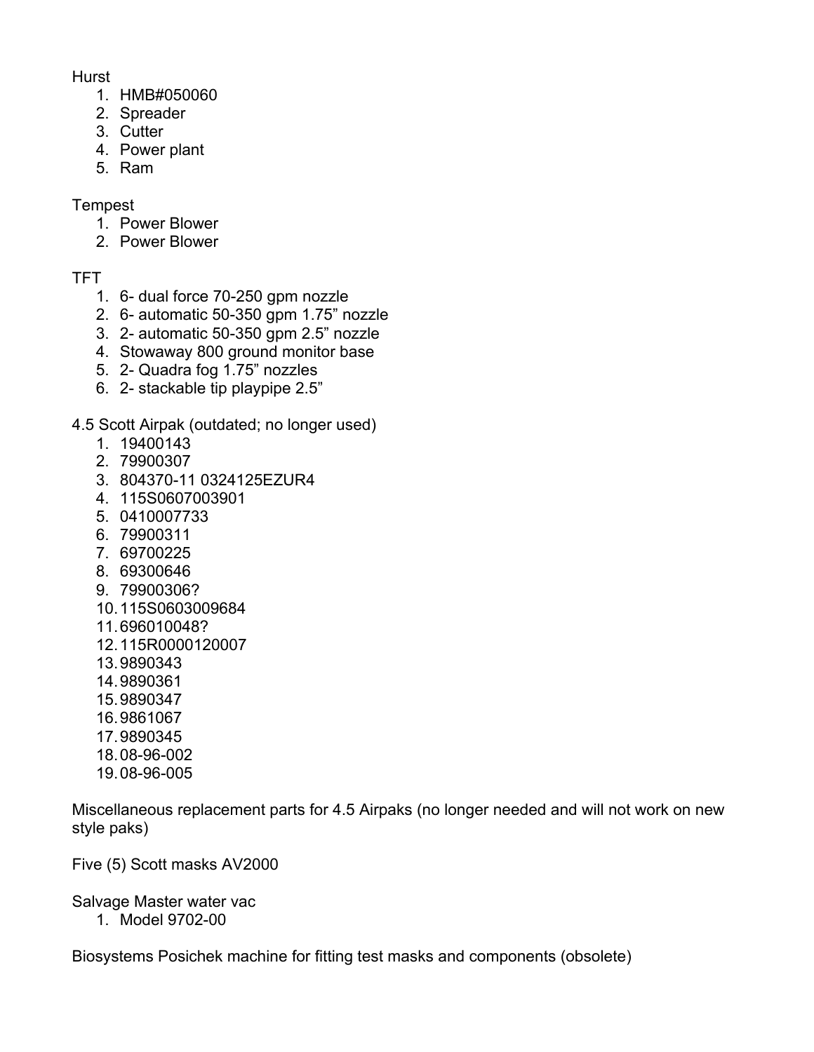Hurst

1. HMB#050060
2. Spreader
3. Cutter
4. Power plant
5. Ram

Tempest

1. Power Blower
2. Power Blower

TFT

1. 6- dual force 70-250 gpm nozzle
2. 6- automatic 50-350 gpm 1.75" nozzle
3. 2- automatic 50-350 gpm 2.5" nozzle
4. Stowaway 800 ground monitor base
5. 2- Quadra fog 1.75" nozzles
6. 2- stackable tip playpipe 2.5"

4.5 Scott Airpak (outdated; no longer used)

1. 19400143
2. 79900307
3. 804370-11 0324125EZUR4
4. 115S0607003901
5. 0410007733
6. 79900311
7. 69700225
8. 69300646
9. 79900306?
10. 115S0603009684
11. 696010048?
12. 115R0000120007
13. 9890343
14. 9890361
15. 9890347
16. 9861067
17. 9890345
18. 08-96-002
19. 08-96-005

Miscellaneous replacement parts for 4.5 Airpaks (no longer needed and will not work on new style paks)

Five (5) Scott masks AV2000

Salvage Master water vac

1. Model 9702-00

Biosystems Posichek machine for fitting test masks and components (obsolete)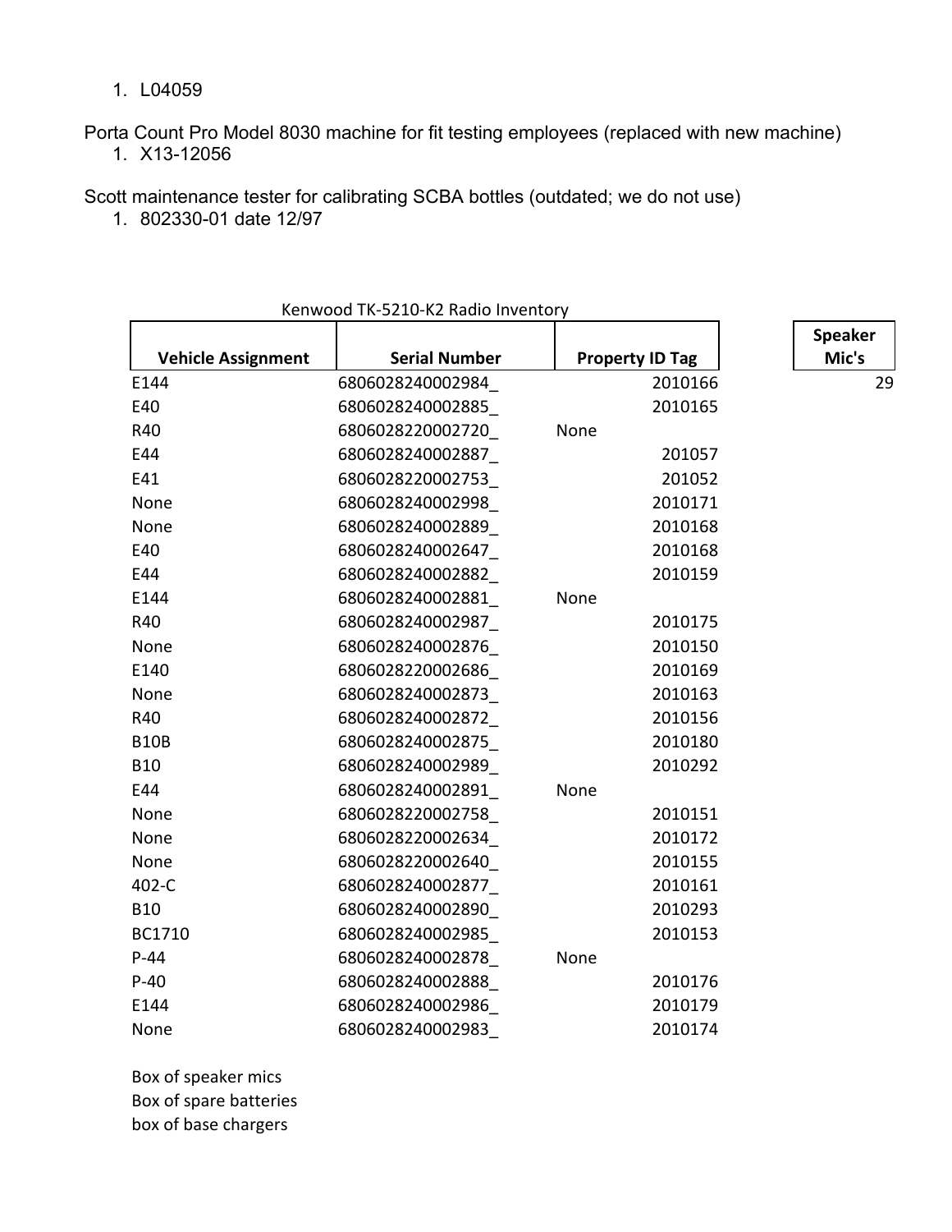1. L04059

Porta Count Pro Model 8030 machine for fit testing employees (replaced with new machine)

1. X13-12056

Scott maintenance tester for calibrating SCBA bottles (outdated; we do not use)

1. 802330-01 date 12/97

Kenwood TK-5210-K2 Radio Inventory

| Vehicle Assignment | Serial Number | Property ID Tag | | Speaker Mic's |
|---|---|---|---|---|
| E144 | 6806028240002984_ | 2010166 | | 29 |
| E40 | 6806028240002885_ | 2010165 | | |
| R40 | 6806028220002720_ | None | | |
| E44 | 6806028240002887_ | 201057 | | |
| E41 | 6806028220002753_ | 201052 | | |
| None | 6806028240002998_ | 2010171 | | |
| None | 6806028240002889_ | 2010168 | | |
| E40 | 6806028240002647_ | 2010168 | | |
| E44 | 6806028240002882_ | 2010159 | | |
| E144 | 6806028240002881_ | None | | |
| R40 | 6806028240002987_ | 2010175 | | |
| None | 6806028240002876_ | 2010150 | | |
| E140 | 6806028220002686_ | 2010169 | | |
| None | 6806028240002873_ | 2010163 | | |
| R40 | 6806028240002872_ | 2010156 | | |
| B10B | 6806028240002875_ | 2010180 | | |
| B10 | 6806028240002989_ | 2010292 | | |
| E44 | 6806028240002891_ | None | | |
| None | 6806028220002758_ | 2010151 | | |
| None | 6806028220002634_ | 2010172 | | |
| None | 6806028220002640_ | 2010155 | | |
| 402-C | 6806028240002877_ | 2010161 | | |
| B10 | 6806028240002890_ | 2010293 | | |
| BC1710 | 6806028240002985_ | 2010153 | | |
| P-44 | 6806028240002878_ | None | | |
| P-40 | 6806028240002888_ | 2010176 | | |
| E144 | 6806028240002986_ | 2010179 | | |
| None | 6806028240002983_ | 2010174 | | |

Box of speaker mics
Box of spare batteries
box of base chargers